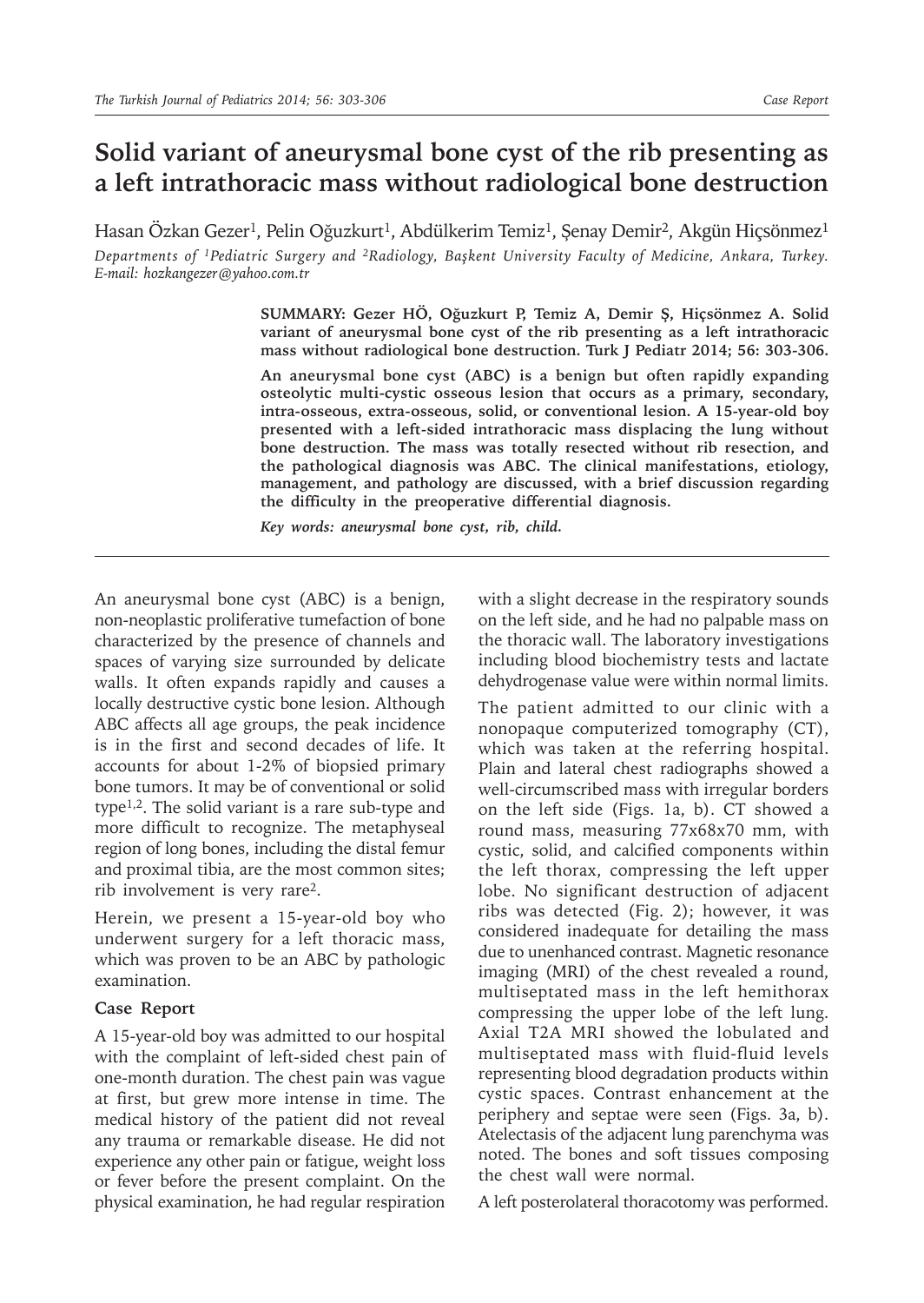# Solid variant of aneurysmal bone cyst of the rib presenting as a left intrathoracic mass without radiological bone destruction

Hasan Özkan Gezer[1], Pelin Oğuzkurt[1], Abdülkerim Temiz[1], Şenay Demir[2], Akgün Hiçsönmez[1]

*Departments of [1]Pediatric Surgery and [2]Radiology, Başkent University Faculty of Medicine, Ankara, Turkey. E-mail: hozkangezer@yahoo.com.tr*

**SUMMARY: Gezer HÖ, Oğuzkurt P, Temiz A, Demir Ş, Hiçsönmez A. Solid variant of aneurysmal bone cyst of the rib presenting as a left intrathoracic mass without radiological bone destruction. Turk J Pediatr 2014; 56: 303-306.**

**An aneurysmal bone cyst (ABC) is a benign but often rapidly expanding osteolytic multi-cystic osseous lesion that occurs as a primary, secondary, intra-osseous, extra-osseous, solid, or conventional lesion. A 15-year-old boy presented with a left-sided intrathoracic mass displacing the lung without bone destruction. The mass was totally resected without rib resection, and the pathological diagnosis was ABC. The clinical manifestations, etiology, management, and pathology are discussed, with a brief discussion regarding the difficulty in the preoperative differential diagnosis.**

***Key words: aneurysmal bone cyst, rib, child.***

---

An aneurysmal bone cyst (ABC) is a benign, non-neoplastic proliferative tumefaction of bone characterized by the presence of channels and spaces of varying size surrounded by delicate walls. It often expands rapidly and causes a locally destructive cystic bone lesion. Although ABC affects all age groups, the peak incidence is in the first and second decades of life. It accounts for about 1-2% of biopsied primary bone tumors. It may be of conventional or solid type[1,2]. The solid variant is a rare sub-type and more difficult to recognize. The metaphyseal region of long bones, including the distal femur and proximal tibia, are the most common sites; rib involvement is very rare[2].

Herein, we present a 15-year-old boy who underwent surgery for a left thoracic mass, which was proven to be an ABC by pathologic examination.

## Case Report

A 15-year-old boy was admitted to our hospital with the complaint of left-sided chest pain of one-month duration. The chest pain was vague at first, but grew more intense in time. The medical history of the patient did not reveal any trauma or remarkable disease. He did not experience any other pain or fatigue, weight loss or fever before the present complaint. On the physical examination, he had regular respiration with a slight decrease in the respiratory sounds on the left side, and he had no palpable mass on the thoracic wall. The laboratory investigations including blood biochemistry tests and lactate dehydrogenase value were within normal limits.

The patient admitted to our clinic with a nonopaque computerized tomography (CT), which was taken at the referring hospital. Plain and lateral chest radiographs showed a well-circumscribed mass with irregular borders on the left side (Figs. 1a, b). CT showed a round mass, measuring 77x68x70 mm, with cystic, solid, and calcified components within the left thorax, compressing the left upper lobe. No significant destruction of adjacent ribs was detected (Fig. 2); however, it was considered inadequate for detailing the mass due to unenhanced contrast. Magnetic resonance imaging (MRI) of the chest revealed a round, multiseptated mass in the left hemithorax compressing the upper lobe of the left lung. Axial T2A MRI showed the lobulated and multiseptated mass with fluid-fluid levels representing blood degradation products within cystic spaces. Contrast enhancement at the periphery and septae were seen (Figs. 3a, b). Atelectasis of the adjacent lung parenchyma was noted. The bones and soft tissues composing the chest wall were normal.

A left posterolateral thoracotomy was performed.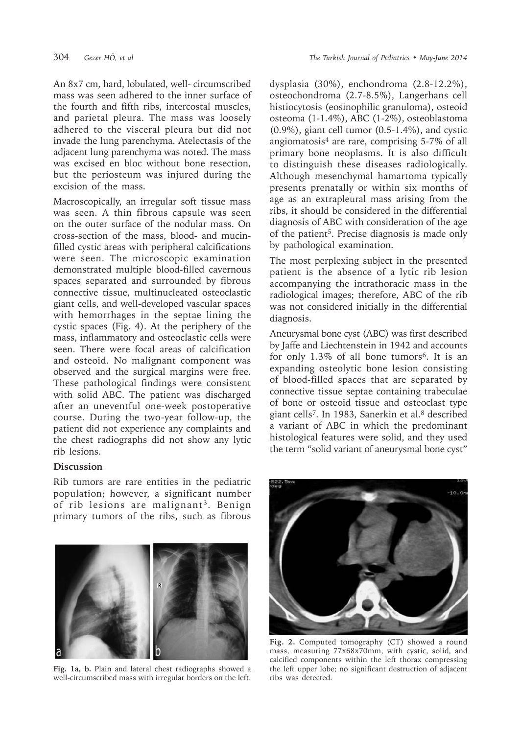An 8x7 cm, hard, lobulated, well- circumscribed mass was seen adhered to the inner surface of the fourth and fifth ribs, intercostal muscles, and parietal pleura. The mass was loosely adhered to the visceral pleura but did not invade the lung parenchyma. Atelectasis of the adjacent lung parenchyma was noted. The mass was excised en bloc without bone resection, but the periosteum was injured during the excision of the mass.

Macroscopically, an irregular soft tissue mass was seen. A thin fibrous capsule was seen on the outer surface of the nodular mass. On cross-section of the mass, blood- and mucin-filled cystic areas with peripheral calcifications were seen. The microscopic examination demonstrated multiple blood-filled cavernous spaces separated and surrounded by fibrous connective tissue, multinucleated osteoclastic giant cells, and well-developed vascular spaces with hemorrhages in the septae lining the cystic spaces (Fig. 4). At the periphery of the mass, inflammatory and osteoclastic cells were seen. There were focal areas of calcification and osteoid. No malignant component was observed and the surgical margins were free. These pathological findings were consistent with solid ABC. The patient was discharged after an uneventful one-week postoperative course. During the two-year follow-up, the patient did not experience any complaints and the chest radiographs did not show any lytic rib lesions.

## Discussion

Rib tumors are rare entities in the pediatric population; however, a significant number of rib lesions are malignant[3]. Benign primary tumors of the ribs, such as fibrous dysplasia (30%), enchondroma (2.8-12.2%), osteochondroma (2.7-8.5%), Langerhans cell histiocytosis (eosinophilic granuloma), osteoid osteoma (1-1.4%), ABC (1-2%), osteoblastoma (0.9%), giant cell tumor (0.5-1.4%), and cystic angiomatosis[4] are rare, comprising 5-7% of all primary bone neoplasms. It is also difficult to distinguish these diseases radiologically. Although mesenchymal hamartoma typically presents prenatally or within six months of age as an extrapleural mass arising from the ribs, it should be considered in the differential diagnosis of ABC with consideration of the age of the patient[5]. Precise diagnosis is made only by pathological examination.

The most perplexing subject in the presented patient is the absence of a lytic rib lesion accompanying the intrathoracic mass in the radiological images; therefore, ABC of the rib was not considered initially in the differential diagnosis.

Aneurysmal bone cyst (ABC) was first described by Jaffe and Liechtenstein in 1942 and accounts for only 1.3% of all bone tumors[6]. It is an expanding osteolytic bone lesion consisting of blood-filled spaces that are separated by connective tissue septae containing trabeculae of bone or osteoid tissue and osteoclast type giant cells[7]. In 1983, Sanerkin et al.[8] described a variant of ABC in which the predominant histological features were solid, and they used the term "solid variant of aneurysmal bone cyst"

**Fig. 1a, b.** Plain and lateral chest radiographs showed a well-circumscribed mass with irregular borders on the left.

**Fig. 2.** Computed tomography (CT) showed a round mass, measuring 77x68x70mm, with cystic, solid, and calcified components within the left thorax compressing the left upper lobe; no significant destruction of adjacent ribs was detected.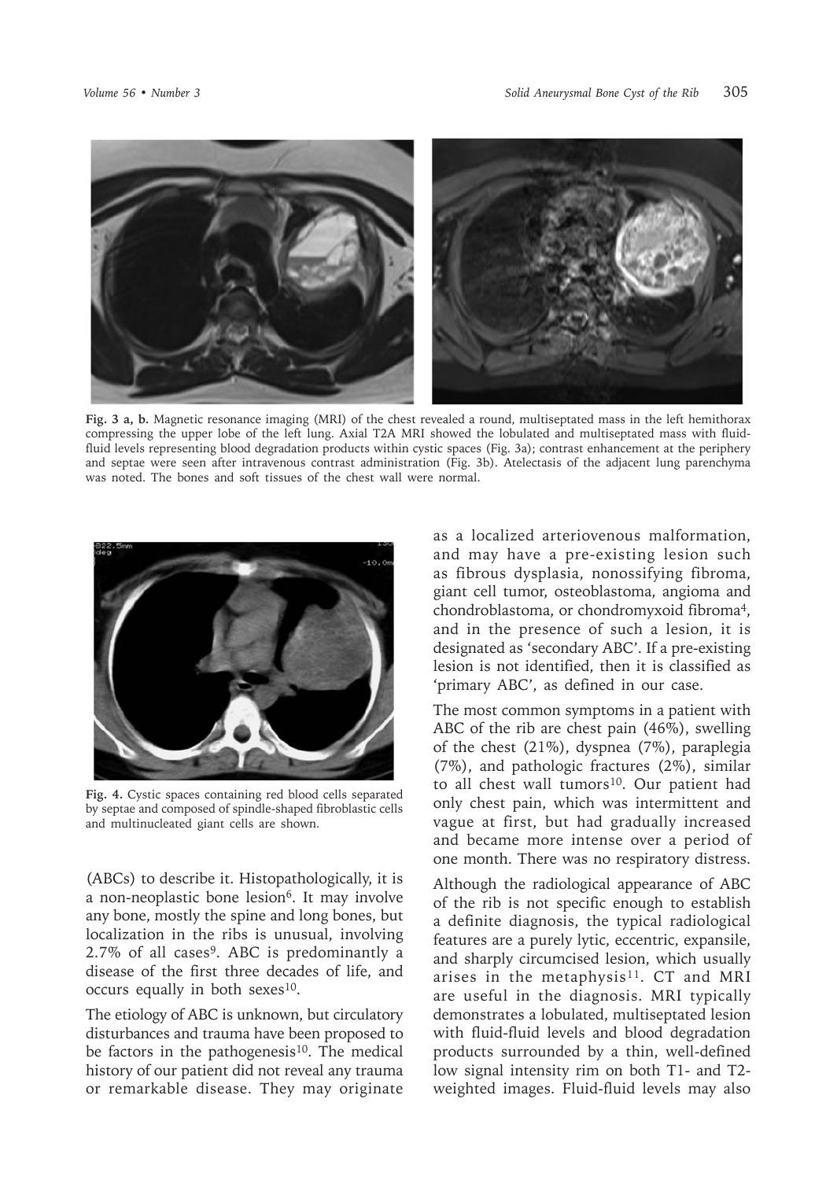**Fig. 3 a, b.** Magnetic resonance imaging (MRI) of the chest revealed a round, multiseptated mass in the left hemithorax compressing the upper lobe of the left lung. Axial T2A MRI showed the lobulated and multiseptated mass with fluid-fluid levels representing blood degradation products within cystic spaces (Fig. 3a); contrast enhancement at the periphery and septae were seen after intravenous contrast administration (Fig. 3b). Atelectasis of the adjacent lung parenchyma was noted. The bones and soft tissues of the chest wall were normal.

**Fig. 4.** Cystic spaces containing red blood cells separated by septae and composed of spindle-shaped fibroblastic cells and multinucleated giant cells are shown.

(ABCs) to describe it. Histopathologically, it is a non-neoplastic bone lesion[6]. It may involve any bone, mostly the spine and long bones, but localization in the ribs is unusual, involving 2.7% of all cases[9]. ABC is predominantly a disease of the first three decades of life, and occurs equally in both sexes[10].

The etiology of ABC is unknown, but circulatory disturbances and trauma have been proposed to be factors in the pathogenesis[10]. The medical history of our patient did not reveal any trauma or remarkable disease. They may originate as a localized arteriovenous malformation, and may have a pre-existing lesion such as fibrous dysplasia, nonossifying fibroma, giant cell tumor, osteoblastoma, angioma and chondroblastoma, or chondromyxoid fibroma[4], and in the presence of such a lesion, it is designated as 'secondary ABC'. If a pre-existing lesion is not identified, then it is classified as 'primary ABC', as defined in our case.

The most common symptoms in a patient with ABC of the rib are chest pain (46%), swelling of the chest (21%), dyspnea (7%), paraplegia (7%), and pathologic fractures (2%), similar to all chest wall tumors[10]. Our patient had only chest pain, which was intermittent and vague at first, but had gradually increased and became more intense over a period of one month. There was no respiratory distress.

Although the radiological appearance of ABC of the rib is not specific enough to establish a definite diagnosis, the typical radiological features are a purely lytic, eccentric, expansile, and sharply circumcised lesion, which usually arises in the metaphysis[11]. CT and MRI are useful in the diagnosis. MRI typically demonstrates a lobulated, multiseptated lesion with fluid-fluid levels and blood degradation products surrounded by a thin, well-defined low signal intensity rim on both T1- and T2-weighted images. Fluid-fluid levels may also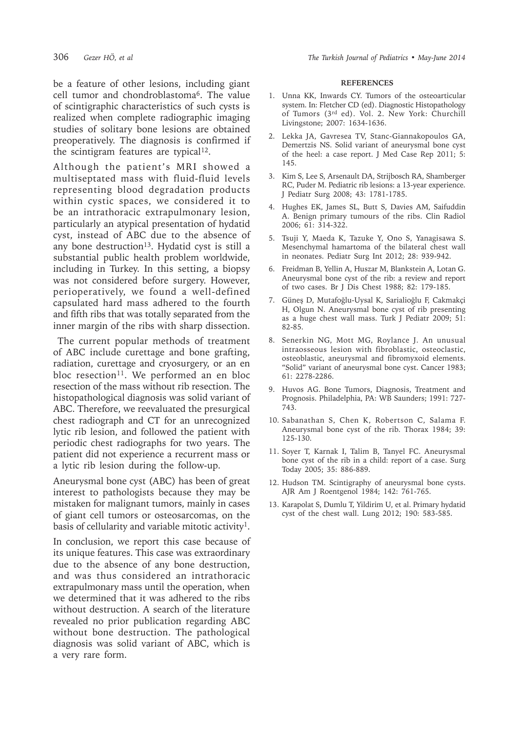be a feature of other lesions, including giant cell tumor and chondroblastoma[6]. The value of scintigraphic characteristics of such cysts is realized when complete radiographic imaging studies of solitary bone lesions are obtained preoperatively. The diagnosis is confirmed if the scintigram features are typical[12].

Although the patient's MRI showed a multiseptated mass with fluid-fluid levels representing blood degradation products within cystic spaces, we considered it to be an intrathoracic extrapulmonary lesion, particularly an atypical presentation of hydatid cyst, instead of ABC due to the absence of any bone destruction[13]. Hydatid cyst is still a substantial public health problem worldwide, including in Turkey. In this setting, a biopsy was not considered before surgery. However, perioperatively, we found a well-defined capsulated hard mass adhered to the fourth and fifth ribs that was totally separated from the inner margin of the ribs with sharp dissection.

The current popular methods of treatment of ABC include curettage and bone grafting, radiation, curettage and cryosurgery, or an en bloc resection[11]. We performed an en bloc resection of the mass without rib resection. The histopathological diagnosis was solid variant of ABC. Therefore, we reevaluated the presurgical chest radiograph and CT for an unrecognized lytic rib lesion, and followed the patient with periodic chest radiographs for two years. The patient did not experience a recurrent mass or a lytic rib lesion during the follow-up.

Aneurysmal bone cyst (ABC) has been of great interest to pathologists because they may be mistaken for malignant tumors, mainly in cases of giant cell tumors or osteosarcomas, on the basis of cellularity and variable mitotic activity[1].

In conclusion, we report this case because of its unique features. This case was extraordinary due to the absence of any bone destruction, and was thus considered an intrathoracic extrapulmonary mass until the operation, when we determined that it was adhered to the ribs without destruction. A search of the literature revealed no prior publication regarding ABC without bone destruction. The pathological diagnosis was solid variant of ABC, which is a very rare form.

## REFERENCES

1. Unna KK, Inwards CY. Tumors of the osteoarticular system. In: Fletcher CD (ed). Diagnostic Histopathology of Tumors (3rd ed). Vol. 2. New York: Churchill Livingstone; 2007: 1634-1636.
2. Lekka JA, Gavresea TV, Stanc-Giannakopoulos GA, Demertzis NS. Solid variant of aneurysmal bone cyst of the heel: a case report. J Med Case Rep 2011; 5: 145.
3. Kim S, Lee S, Arsenault DA, Strijbosch RA, Shamberger RC, Puder M. Pediatric rib lesions: a 13-year experience. J Pediatr Surg 2008; 43: 1781-1785.
4. Hughes EK, James SL, Butt S, Davies AM, Saifuddin A. Benign primary tumours of the ribs. Clin Radiol 2006; 61: 314-322.
5. Tsuji Y, Maeda K, Tazuke Y, Ono S, Yanagisawa S. Mesenchymal hamartoma of the bilateral chest wall in neonates. Pediatr Surg Int 2012; 28: 939-942.
6. Freidman B, Yellin A, Huszar M, Blankstein A, Lotan G. Aneurysmal bone cyst of the rib: a review and report of two cases. Br J Dis Chest 1988; 82: 179-185.
7. Güneş D, Mutafoğlu-Uysal K, Sarialioğlu F, Cakmakçi H, Olgun N. Aneurysmal bone cyst of rib presenting as a huge chest wall mass. Turk J Pediatr 2009; 51: 82-85.
8. Senerkin NG, Mott MG, Roylance J. An unusual intraosseous lesion with fibroblastic, osteoclastic, osteoblastic, aneurysmal and fibromyxoid elements. "Solid" variant of aneurysmal bone cyst. Cancer 1983; 61: 2278-2286.
9. Huvos AG. Bone Tumors, Diagnosis, Treatment and Prognosis. Philadelphia, PA: WB Saunders; 1991: 727-743.
10. Sabanathan S, Chen K, Robertson C, Salama F. Aneurysmal bone cyst of the rib. Thorax 1984; 39: 125-130.
11. Soyer T, Karnak I, Talim B, Tanyel FC. Aneurysmal bone cyst of the rib in a child: report of a case. Surg Today 2005; 35: 886-889.
12. Hudson TM. Scintigraphy of aneurysmal bone cysts. AJR Am J Roentgenol 1984; 142: 761-765.
13. Karapolat S, Dumlu T, Yildirim U, et al. Primary hydatid cyst of the chest wall. Lung 2012; 190: 583-585.